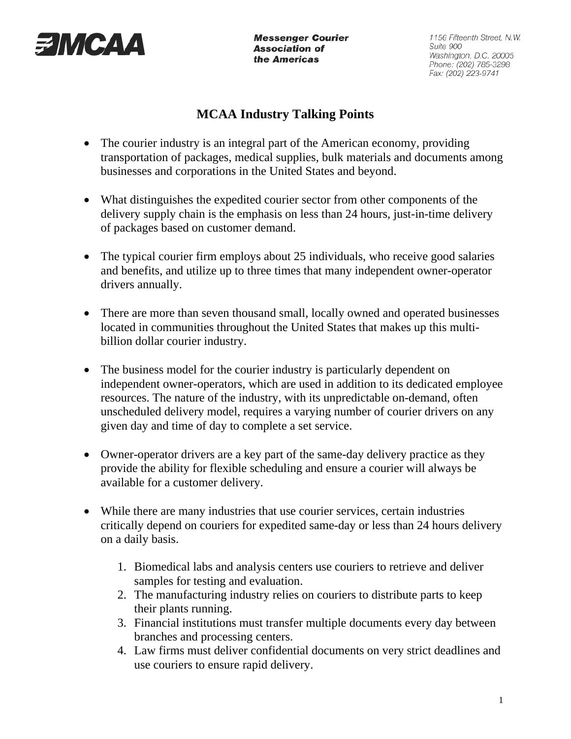**Messenger Courier Association of the Americas**

1156 Fifteenth Street, N.W.
Suite 900
Washington, D.C. 20005
Phone: (202) 785-3298
Fax: (202) 223-9741

# MCAA Industry Talking Points

- The courier industry is an integral part of the American economy, providing transportation of packages, medical supplies, bulk materials and documents among businesses and corporations in the United States and beyond.

- What distinguishes the expedited courier sector from other components of the delivery supply chain is the emphasis on less than 24 hours, just-in-time delivery of packages based on customer demand.

- The typical courier firm employs about 25 individuals, who receive good salaries and benefits, and utilize up to three times that many independent owner-operator drivers annually.

- There are more than seven thousand small, locally owned and operated businesses located in communities throughout the United States that makes up this multi-billion dollar courier industry.

- The business model for the courier industry is particularly dependent on independent owner-operators, which are used in addition to its dedicated employee resources. The nature of the industry, with its unpredictable on-demand, often unscheduled delivery model, requires a varying number of courier drivers on any given day and time of day to complete a set service.

- Owner-operator drivers are a key part of the same-day delivery practice as they provide the ability for flexible scheduling and ensure a courier will always be available for a customer delivery.

- While there are many industries that use courier services, certain industries critically depend on couriers for expedited same-day or less than 24 hours delivery on a daily basis.

    1. Biomedical labs and analysis centers use couriers to retrieve and deliver samples for testing and evaluation.
    2. The manufacturing industry relies on couriers to distribute parts to keep their plants running.
    3. Financial institutions must transfer multiple documents every day between branches and processing centers.
    4. Law firms must deliver confidential documents on very strict deadlines and use couriers to ensure rapid delivery.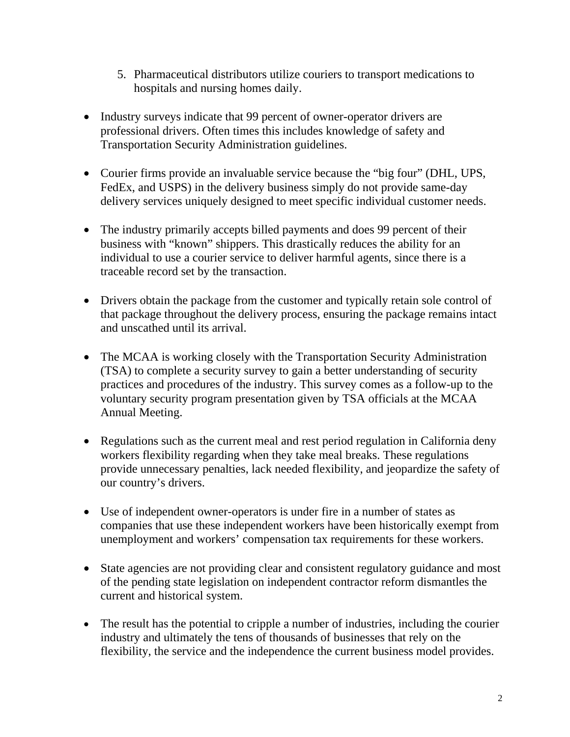5. Pharmaceutical distributors utilize couriers to transport medications to hospitals and nursing homes daily.

- Industry surveys indicate that 99 percent of owner-operator drivers are professional drivers. Often times this includes knowledge of safety and Transportation Security Administration guidelines.

- Courier firms provide an invaluable service because the "big four" (DHL, UPS, FedEx, and USPS) in the delivery business simply do not provide same-day delivery services uniquely designed to meet specific individual customer needs.

- The industry primarily accepts billed payments and does 99 percent of their business with "known" shippers. This drastically reduces the ability for an individual to use a courier service to deliver harmful agents, since there is a traceable record set by the transaction.

- Drivers obtain the package from the customer and typically retain sole control of that package throughout the delivery process, ensuring the package remains intact and unscathed until its arrival.

- The MCAA is working closely with the Transportation Security Administration (TSA) to complete a security survey to gain a better understanding of security practices and procedures of the industry. This survey comes as a follow-up to the voluntary security program presentation given by TSA officials at the MCAA Annual Meeting.

- Regulations such as the current meal and rest period regulation in California deny workers flexibility regarding when they take meal breaks. These regulations provide unnecessary penalties, lack needed flexibility, and jeopardize the safety of our country's drivers.

- Use of independent owner-operators is under fire in a number of states as companies that use these independent workers have been historically exempt from unemployment and workers' compensation tax requirements for these workers.

- State agencies are not providing clear and consistent regulatory guidance and most of the pending state legislation on independent contractor reform dismantles the current and historical system.

- The result has the potential to cripple a number of industries, including the courier industry and ultimately the tens of thousands of businesses that rely on the flexibility, the service and the independence the current business model provides.